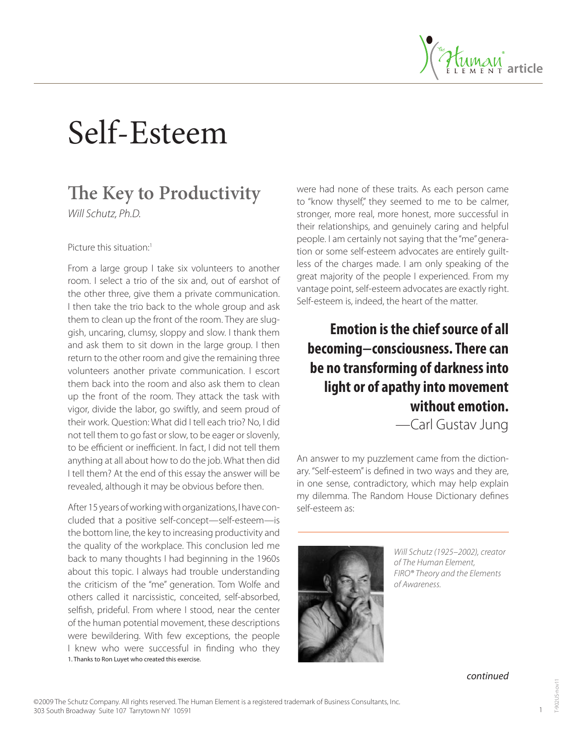# Self-Esteem

## The Key to Productivity

*Will Schutz, Ph.D.*

Picture this situation:[1]

From a large group I take six volunteers to another room. I select a trio of the six and, out of earshot of the other three, give them a private communication. I then take the trio back to the whole group and ask them to clean up the front of the room. They are sluggish, uncaring, clumsy, sloppy and slow. I thank them and ask them to sit down in the large group. I then return to the other room and give the remaining three volunteers another private communication. I escort them back into the room and also ask them to clean up the front of the room. They attack the task with vigor, divide the labor, go swiftly, and seem proud of their work. Question: What did I tell each trio? No, I did not tell them to go fast or slow, to be eager or slovenly, to be efficient or inefficient. In fact, I did not tell them anything at all about how to do the job. What then did I tell them? At the end of this essay the answer will be revealed, although it may be obvious before then.

After 15 years of working with organizations, I have concluded that a positive self-concept—self-esteem—is the bottom line, the key to increasing productivity and the quality of the workplace. This conclusion led me back to many thoughts I had beginning in the 1960s about this topic. I always had trouble understanding the criticism of the "me" generation. Tom Wolfe and others called it narcissistic, conceited, self-absorbed, selfish, prideful. From where I stood, near the center of the human potential movement, these descriptions were bewildering. With few exceptions, the people I knew who were successful in finding who they were had none of these traits. As each person came to "know thyself," they seemed to me to be calmer, stronger, more real, more honest, more successful in their relationships, and genuinely caring and helpful people. I am certainly not saying that the "me" generation or some self-esteem advocates are entirely guiltless of the charges made. I am only speaking of the great majority of the people I experienced. From my vantage point, self-esteem advocates are exactly right. Self-esteem is, indeed, the heart of the matter.

1. Thanks to Ron Luyet who created this exercise.

> **Emotion is the chief source of all becoming–consciousness. There can be no transforming of darkness into light or of apathy into movement without emotion.**
>
> —Carl Gustav Jung

An answer to my puzzlement came from the dictionary. "Self-esteem" is defined in two ways and they are, in one sense, contradictory, which may help explain my dilemma. The Random House Dictionary defines self-esteem as:

*Will Schutz (1925–2002), creator of The Human Element, FIRO® Theory and the Elements of Awareness.*

*continued*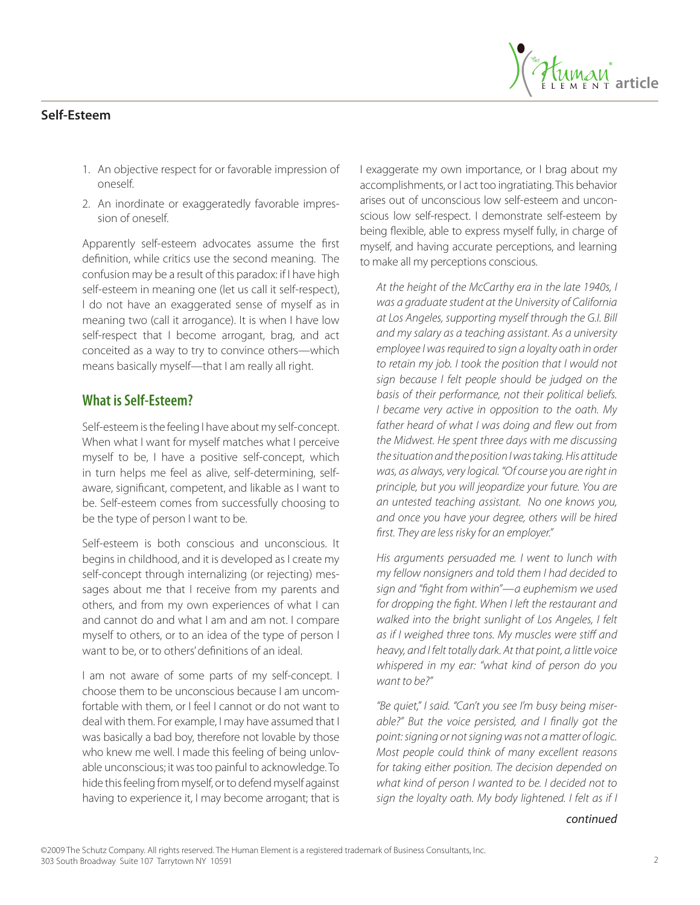1. An objective respect for or favorable impression of oneself.
2. An inordinate or exaggeratedly favorable impression of oneself.

Apparently self-esteem advocates assume the first definition, while critics use the second meaning. The confusion may be a result of this paradox: if I have high self-esteem in meaning one (let us call it self-respect), I do not have an exaggerated sense of myself as in meaning two (call it arrogance). It is when I have low self-respect that I become arrogant, brag, and act conceited as a way to try to convince others—which means basically myself—that I am really all right.

## What is Self-Esteem?

Self-esteem is the feeling I have about my self-concept. When what I want for myself matches what I perceive myself to be, I have a positive self-concept, which in turn helps me feel as alive, self-determining, self-aware, significant, competent, and likable as I want to be. Self-esteem comes from successfully choosing to be the type of person I want to be.

Self-esteem is both conscious and unconscious. It begins in childhood, and it is developed as I create my self-concept through internalizing (or rejecting) messages about me that I receive from my parents and others, and from my own experiences of what I can and cannot do and what I am and am not. I compare myself to others, or to an idea of the type of person I want to be, or to others' definitions of an ideal.

I am not aware of some parts of my self-concept. I choose them to be unconscious because I am uncomfortable with them, or I feel I cannot or do not want to deal with them. For example, I may have assumed that I was basically a bad boy, therefore not lovable by those who knew me well. I made this feeling of being unlovable unconscious; it was too painful to acknowledge. To hide this feeling from myself, or to defend myself against having to experience it, I may become arrogant; that is I exaggerate my own importance, or I brag about my accomplishments, or I act too ingratiating. This behavior arises out of unconscious low self-esteem and unconscious low self-respect. I demonstrate self-esteem by being flexible, able to express myself fully, in charge of myself, and having accurate perceptions, and learning to make all my perceptions conscious.

*At the height of the McCarthy era in the late 1940s, I was a graduate student at the University of California at Los Angeles, supporting myself through the G.I. Bill and my salary as a teaching assistant. As a university employee I was required to sign a loyalty oath in order to retain my job. I took the position that I would not sign because I felt people should be judged on the basis of their performance, not their political beliefs. I became very active in opposition to the oath. My father heard of what I was doing and flew out from the Midwest. He spent three days with me discussing the situation and the position I was taking. His attitude was, as always, very logical. "Of course you are right in principle, but you will jeopardize your future. You are an untested teaching assistant. No one knows you, and once you have your degree, others will be hired first. They are less risky for an employer."*

*His arguments persuaded me. I went to lunch with my fellow nonsigners and told them I had decided to sign and "fight from within"—a euphemism we used for dropping the fight. When I left the restaurant and walked into the bright sunlight of Los Angeles, I felt as if I weighed three tons. My muscles were stiff and heavy, and I felt totally dark. At that point, a little voice whispered in my ear: "what kind of person do you want to be?"*

*"Be quiet," I said. "Can't you see I'm busy being miserable?" But the voice persisted, and I finally got the point: signing or not signing was not a matter of logic. Most people could think of many excellent reasons for taking either position. The decision depended on what kind of person I wanted to be. I decided not to sign the loyalty oath. My body lightened. I felt as if I*

*continued*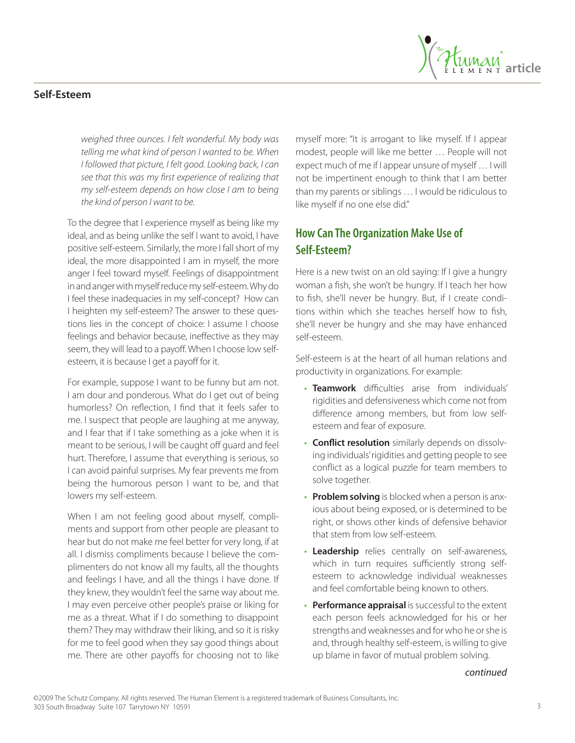*weighed three ounces. I felt wonderful. My body was telling me what kind of person I wanted to be. When I followed that picture, I felt good. Looking back, I can see that this was my first experience of realizing that my self-esteem depends on how close I am to being the kind of person I want to be.*

To the degree that I experience myself as being like my ideal, and as being unlike the self I want to avoid, I have positive self-esteem. Similarly, the more I fall short of my ideal, the more disappointed I am in myself, the more anger I feel toward myself. Feelings of disappointment in and anger with myself reduce my self-esteem. Why do I feel these inadequacies in my self-concept? How can I heighten my self-esteem? The answer to these questions lies in the concept of choice: I assume I choose feelings and behavior because, ineffective as they may seem, they will lead to a payoff. When I choose low self-esteem, it is because I get a payoff for it.

For example, suppose I want to be funny but am not. I am dour and ponderous. What do I get out of being humorless? On reflection, I find that it feels safer to me. I suspect that people are laughing at me anyway, and I fear that if I take something as a joke when it is meant to be serious, I will be caught off guard and feel hurt. Therefore, I assume that everything is serious, so I can avoid painful surprises. My fear prevents me from being the humorous person I want to be, and that lowers my self-esteem.

When I am not feeling good about myself, compliments and support from other people are pleasant to hear but do not make me feel better for very long, if at all. I dismiss compliments because I believe the complimenters do not know all my faults, all the thoughts and feelings I have, and all the things I have done. If they knew, they wouldn't feel the same way about me. I may even perceive other people's praise or liking for me as a threat. What if I do something to disappoint them? They may withdraw their liking, and so it is risky for me to feel good when they say good things about me. There are other payoffs for choosing not to like myself more: "It is arrogant to like myself. If I appear modest, people will like me better … People will not expect much of me if I appear unsure of myself … I will not be impertinent enough to think that I am better than my parents or siblings … I would be ridiculous to like myself if no one else did."

## How Can The Organization Make Use of Self-Esteem?

Here is a new twist on an old saying: If I give a hungry woman a fish, she won't be hungry. If I teach her how to fish, she'll never be hungry. But, if I create conditions within which she teaches herself how to fish, she'll never be hungry and she may have enhanced self-esteem.

Self-esteem is at the heart of all human relations and productivity in organizations. For example:

- **Teamwork** difficulties arise from individuals' rigidities and defensiveness which come not from difference among members, but from low self-esteem and fear of exposure.
- **Conflict resolution** similarly depends on dissolving individuals' rigidities and getting people to see conflict as a logical puzzle for team members to solve together.
- **Problem solving** is blocked when a person is anxious about being exposed, or is determined to be right, or shows other kinds of defensive behavior that stem from low self-esteem.
- **Leadership** relies centrally on self-awareness, which in turn requires sufficiently strong self-esteem to acknowledge individual weaknesses and feel comfortable being known to others.
- **Performance appraisal** is successful to the extent each person feels acknowledged for his or her strengths and weaknesses and for who he or she is and, through healthy self-esteem, is willing to give up blame in favor of mutual problem solving.

*continued*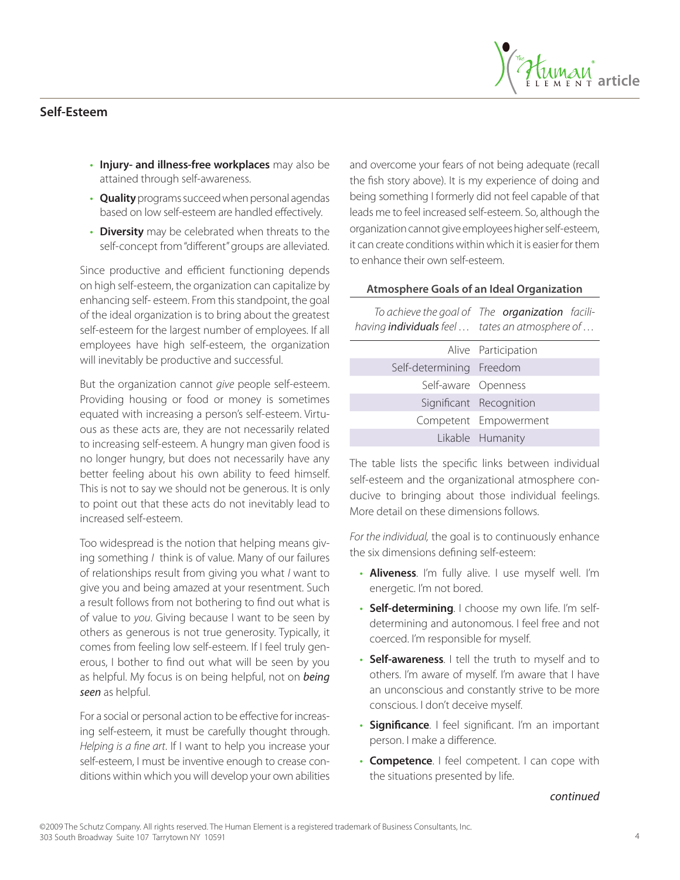## Self-Esteem

- **Injury- and illness-free workplaces** may also be attained through self-awareness.
- **Quality** programs succeed when personal agendas based on low self-esteem are handled effectively.
- **Diversity** may be celebrated when threats to the self-concept from "different" groups are alleviated.

Since productive and efficient functioning depends on high self-esteem, the organization can capitalize by enhancing self- esteem. From this standpoint, the goal of the ideal organization is to bring about the greatest self-esteem for the largest number of employees. If all employees have high self-esteem, the organization will inevitably be productive and successful.

But the organization cannot *give* people self-esteem. Providing housing or food or money is sometimes equated with increasing a person's self-esteem. Virtuous as these acts are, they are not necessarily related to increasing self-esteem. A hungry man given food is no longer hungry, but does not necessarily have any better feeling about his own ability to feed himself. This is not to say we should not be generous. It is only to point out that these acts do not inevitably lead to increased self-esteem.

Too widespread is the notion that helping means giving something *I* think is of value. Many of our failures of relationships result from giving you what *I* want to give you and being amazed at your resentment. Such a result follows from not bothering to find out what is of value to *you*. Giving because I want to be seen by others as generous is not true generosity. Typically, it comes from feeling low self-esteem. If I feel truly generous, I bother to find out what will be seen by you as helpful. My focus is on being helpful, not on ***being seen*** as helpful.

For a social or personal action to be effective for increasing self-esteem, it must be carefully thought through. *Helping is a fine art*. If I want to help you increase your self-esteem, I must be inventive enough to crease conditions within which you will develop your own abilities and overcome your fears of not being adequate (recall the fish story above). It is my experience of doing and being something I formerly did not feel capable of that leads me to feel increased self-esteem. So, although the organization cannot give employees higher self-esteem, it can create conditions within which it is easier for them to enhance their own self-esteem.

**Atmosphere Goals of an Ideal Organization**

| *To achieve the goal of having **individuals** feel …* | *The **organization** facilitates an atmosphere of …* |
|---|---|
| Alive | Participation |
| Self-determining | Freedom |
| Self-aware | Openness |
| Significant | Recognition |
| Competent | Empowerment |
| Likable | Humanity |

The table lists the specific links between individual self-esteem and the organizational atmosphere conducive to bringing about those individual feelings. More detail on these dimensions follows.

*For the individual,* the goal is to continuously enhance the six dimensions defining self-esteem:

- **Aliveness**. I'm fully alive. I use myself well. I'm energetic. I'm not bored.
- **Self-determining**. I choose my own life. I'm self-determining and autonomous. I feel free and not coerced. I'm responsible for myself.
- **Self-awareness**. I tell the truth to myself and to others. I'm aware of myself. I'm aware that I have an unconscious and constantly strive to be more conscious. I don't deceive myself.
- **Significance**. I feel significant. I'm an important person. I make a difference.
- **Competence**. I feel competent. I can cope with the situations presented by life.

*continued*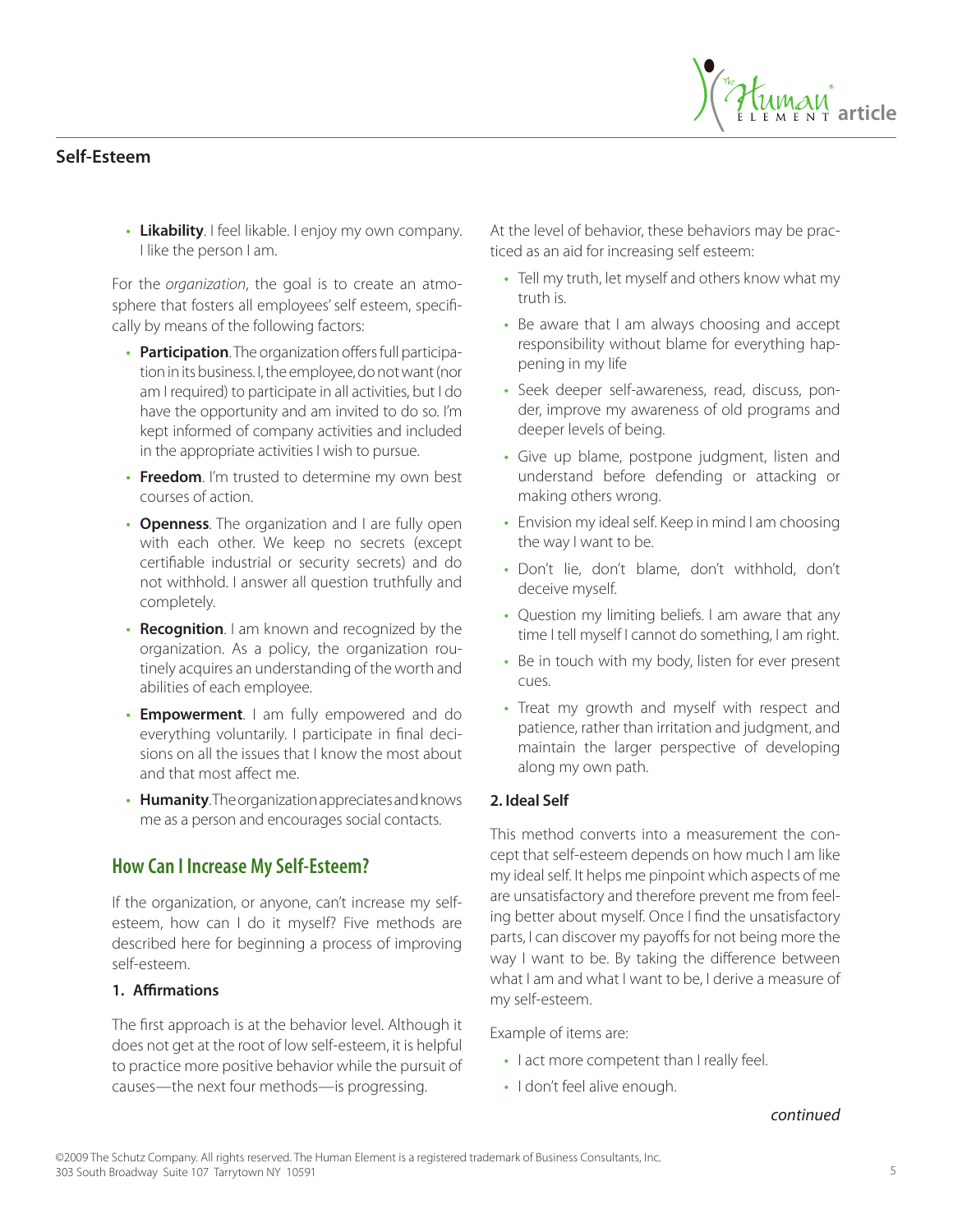- **Likability**. I feel likable. I enjoy my own company. I like the person I am.

For the *organization*, the goal is to create an atmosphere that fosters all employees' self esteem, specifically by means of the following factors:

- **Participation**. The organization offers full participation in its business. I, the employee, do not want (nor am I required) to participate in all activities, but I do have the opportunity and am invited to do so. I'm kept informed of company activities and included in the appropriate activities I wish to pursue.
- **Freedom**. I'm trusted to determine my own best courses of action.
- **Openness**. The organization and I are fully open with each other. We keep no secrets (except certifiable industrial or security secrets) and do not withhold. I answer all question truthfully and completely.
- **Recognition**. I am known and recognized by the organization. As a policy, the organization routinely acquires an understanding of the worth and abilities of each employee.
- **Empowerment**. I am fully empowered and do everything voluntarily. I participate in final decisions on all the issues that I know the most about and that most affect me.
- **Humanity**. The organization appreciates and knows me as a person and encourages social contacts.

## How Can I Increase My Self-Esteem?

If the organization, or anyone, can't increase my self-esteem, how can I do it myself? Five methods are described here for beginning a process of improving self-esteem.

### 1. Affirmations

The first approach is at the behavior level. Although it does not get at the root of low self-esteem, it is helpful to practice more positive behavior while the pursuit of causes—the next four methods—is progressing.

At the level of behavior, these behaviors may be practiced as an aid for increasing self esteem:

- Tell my truth, let myself and others know what my truth is.
- Be aware that I am always choosing and accept responsibility without blame for everything happening in my life
- Seek deeper self-awareness, read, discuss, ponder, improve my awareness of old programs and deeper levels of being.
- Give up blame, postpone judgment, listen and understand before defending or attacking or making others wrong.
- Envision my ideal self. Keep in mind I am choosing the way I want to be.
- Don't lie, don't blame, don't withhold, don't deceive myself.
- Question my limiting beliefs. I am aware that any time I tell myself I cannot do something, I am right.
- Be in touch with my body, listen for ever present cues.
- Treat my growth and myself with respect and patience, rather than irritation and judgment, and maintain the larger perspective of developing along my own path.

### 2. Ideal Self

This method converts into a measurement the concept that self-esteem depends on how much I am like my ideal self. It helps me pinpoint which aspects of me are unsatisfactory and therefore prevent me from feeling better about myself. Once I find the unsatisfactory parts, I can discover my payoffs for not being more the way I want to be. By taking the difference between what I am and what I want to be, I derive a measure of my self-esteem.

Example of items are:

- I act more competent than I really feel.
- I don't feel alive enough.

*continued*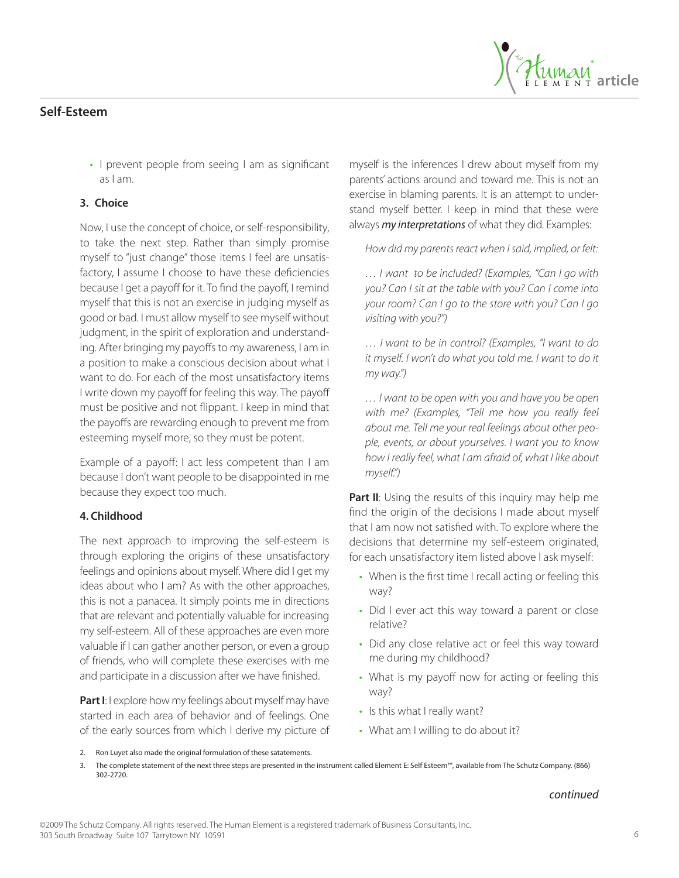- I prevent people from seeing I am as significant as I am.

### 3. Choice

Now, I use the concept of choice, or self-responsibility, to take the next step. Rather than simply promise myself to "just change" those items I feel are unsatisfactory, I assume I choose to have these deficiencies because I get a payoff for it. To find the payoff, I remind myself that this is not an exercise in judging myself as good or bad. I must allow myself to see myself without judgment, in the spirit of exploration and understanding. After bringing my payoffs to my awareness, I am in a position to make a conscious decision about what I want to do. For each of the most unsatisfactory items I write down my payoff for feeling this way. The payoff must be positive and not flippant. I keep in mind that the payoffs are rewarding enough to prevent me from esteeming myself more, so they must be potent.

Example of a payoff: I act less competent than I am because I don't want people to be disappointed in me because they expect too much.

### 4. Childhood

The next approach to improving the self-esteem is through exploring the origins of these unsatisfactory feelings and opinions about myself. Where did I get my ideas about who I am? As with the other approaches, this is not a panacea. It simply points me in directions that are relevant and potentially valuable for increasing my self-esteem. All of these approaches are even more valuable if I can gather another person, or even a group of friends, who will complete these exercises with me and participate in a discussion after we have finished.

**Part I**: I explore how my feelings about myself may have started in each area of behavior and of feelings. One of the early sources from which I derive my picture of myself is the inferences I drew about myself from my parents' actions around and toward me. This is not an exercise in blaming parents. It is an attempt to understand myself better. I keep in mind that these were always ***my interpretations*** of what they did. Examples:

*How did my parents react when I said, implied, or felt:*

*… I want to be included? (Examples, "Can I go with you? Can I sit at the table with you? Can I come into your room? Can I go to the store with you? Can I go visiting with you?")*

*… I want to be in control? (Examples, "I want to do it myself. I won't do what you told me. I want to do it my way.")*

*… I want to be open with you and have you be open with me? (Examples, "Tell me how you really feel about me. Tell me your real feelings about other people, events, or about yourselves. I want you to know how I really feel, what I am afraid of, what I like about myself.")*

**Part II**: Using the results of this inquiry may help me find the origin of the decisions I made about myself that I am now not satisfied with. To explore where the decisions that determine my self-esteem originated, for each unsatisfactory item listed above I ask myself:

- When is the first time I recall acting or feeling this way?
- Did I ever act this way toward a parent or close relative?
- Did any close relative act or feel this way toward me during my childhood?
- What is my payoff now for acting or feeling this way?
- Is this what I really want?
- What am I willing to do about it?

2. Ron Luyet also made the original formulation of these satatements.

3. The complete statement of the next three steps are presented in the instrument called Element E: Self Esteem™, available from The Schutz Company. (866) 302-2720.

*continued*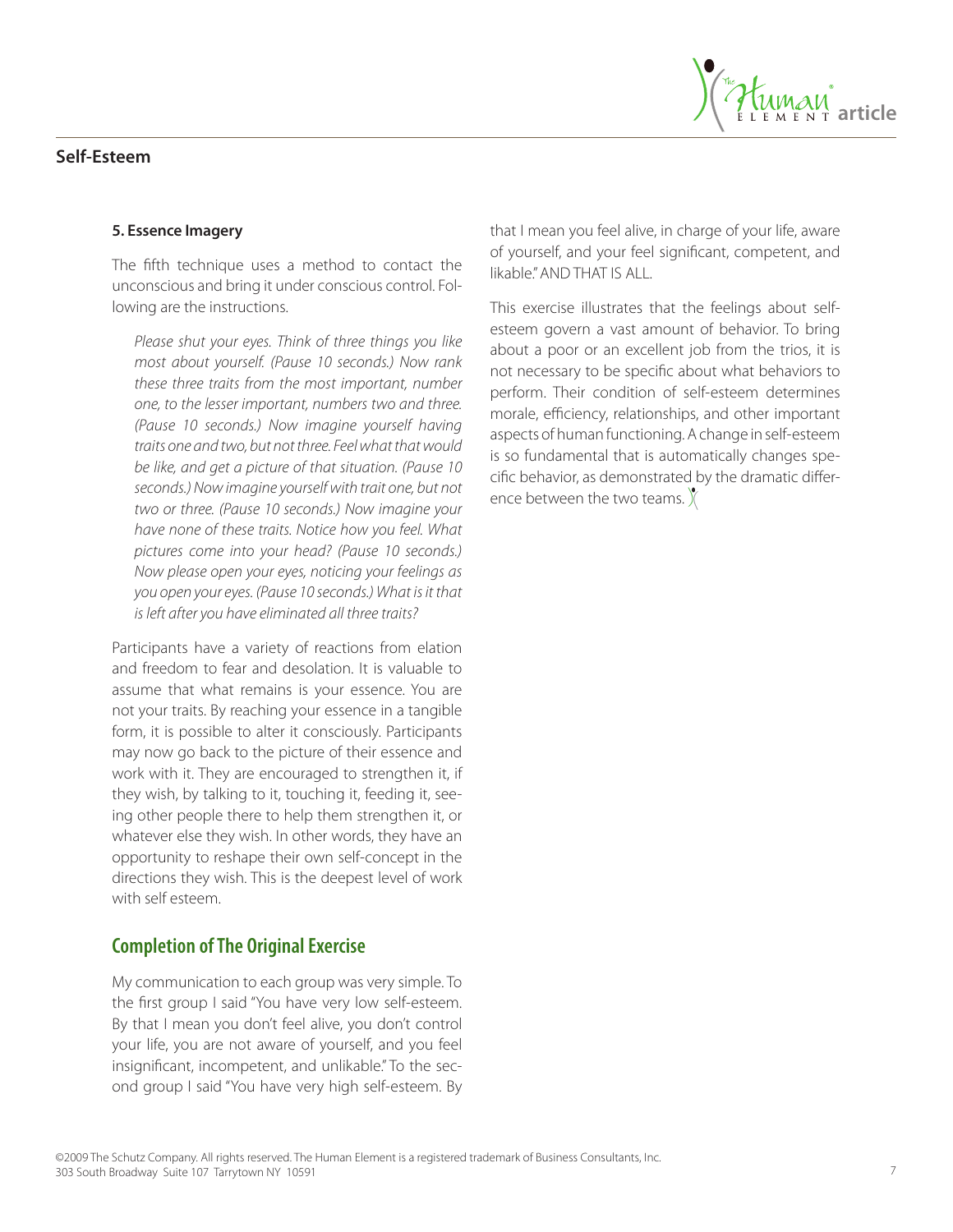### 5. Essence Imagery

The fifth technique uses a method to contact the unconscious and bring it under conscious control. Following are the instructions.

> *Please shut your eyes. Think of three things you like most about yourself. (Pause 10 seconds.) Now rank these three traits from the most important, number one, to the lesser important, numbers two and three. (Pause 10 seconds.) Now imagine yourself having traits one and two, but not three. Feel what that would be like, and get a picture of that situation. (Pause 10 seconds.) Now imagine yourself with trait one, but not two or three. (Pause 10 seconds.) Now imagine your have none of these traits. Notice how you feel. What pictures come into your head? (Pause 10 seconds.) Now please open your eyes, noticing your feelings as you open your eyes. (Pause 10 seconds.) What is it that is left after you have eliminated all three traits?*

Participants have a variety of reactions from elation and freedom to fear and desolation. It is valuable to assume that what remains is your essence. You are not your traits. By reaching your essence in a tangible form, it is possible to alter it consciously. Participants may now go back to the picture of their essence and work with it. They are encouraged to strengthen it, if they wish, by talking to it, touching it, feeding it, seeing other people there to help them strengthen it, or whatever else they wish. In other words, they have an opportunity to reshape their own self-concept in the directions they wish. This is the deepest level of work with self esteem.

## Completion of The Original Exercise

My communication to each group was very simple. To the first group I said "You have very low self-esteem. By that I mean you don't feel alive, you don't control your life, you are not aware of yourself, and you feel insignificant, incompetent, and unlikable." To the second group I said "You have very high self-esteem. By that I mean you feel alive, in charge of your life, aware of yourself, and your feel significant, competent, and likable." AND THAT IS ALL.

This exercise illustrates that the feelings about self-esteem govern a vast amount of behavior. To bring about a poor or an excellent job from the trios, it is not necessary to be specific about what behaviors to perform. Their condition of self-esteem determines morale, efficiency, relationships, and other important aspects of human functioning. A change in self-esteem is so fundamental that is automatically changes specific behavior, as demonstrated by the dramatic difference between the two teams.

©2009 The Schutz Company. All rights reserved. The Human Element is a registered trademark of Business Consultants, Inc.
303 South Broadway Suite 107 Tarrytown NY 10591